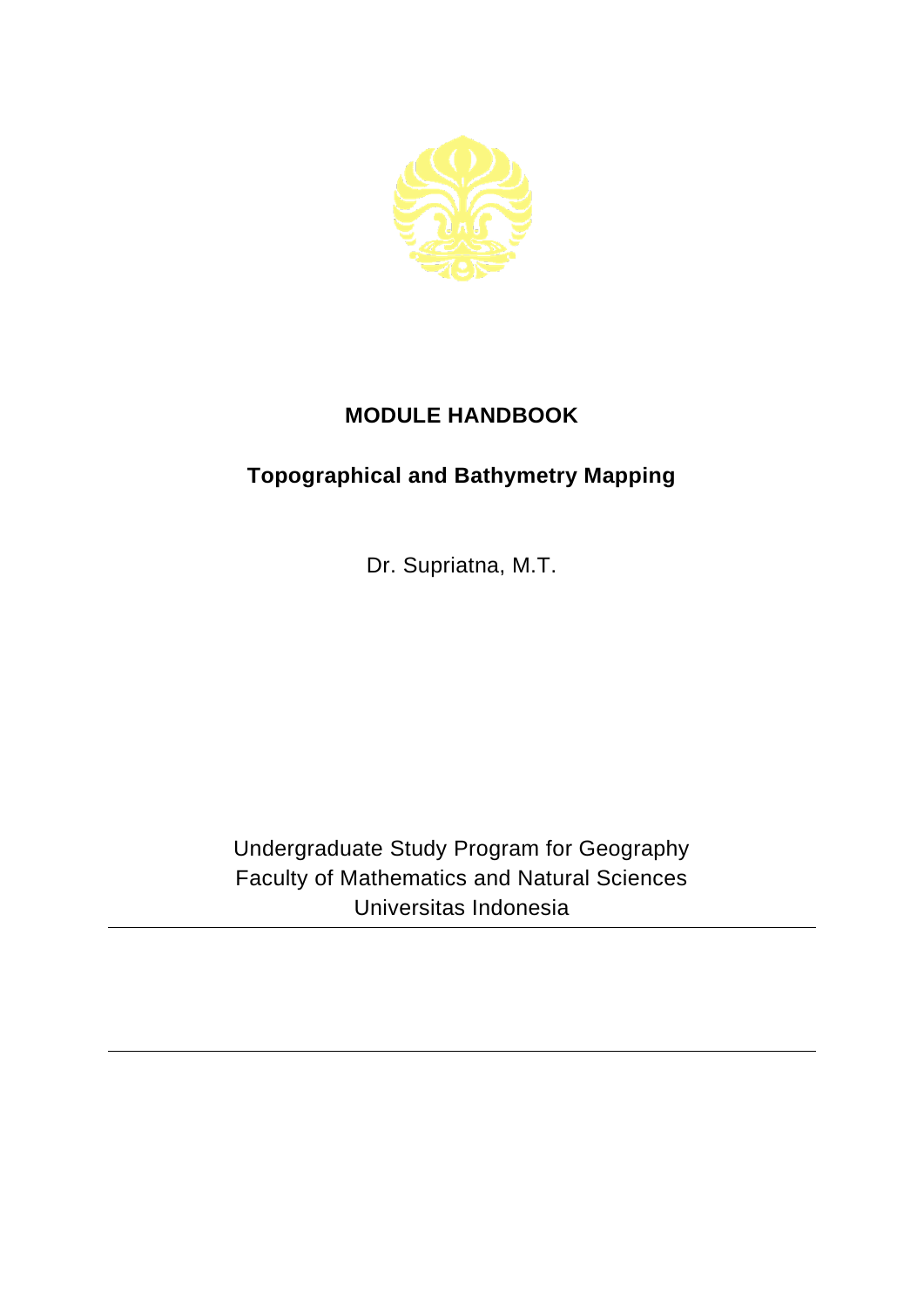# MODULE HANDBOOK

## Topographical and Bathymetry Mapping

Dr. Supriatna, M.T.

Undergraduate Study Program for Geography
Faculty of Mathematics and Natural Sciences
Universitas Indonesia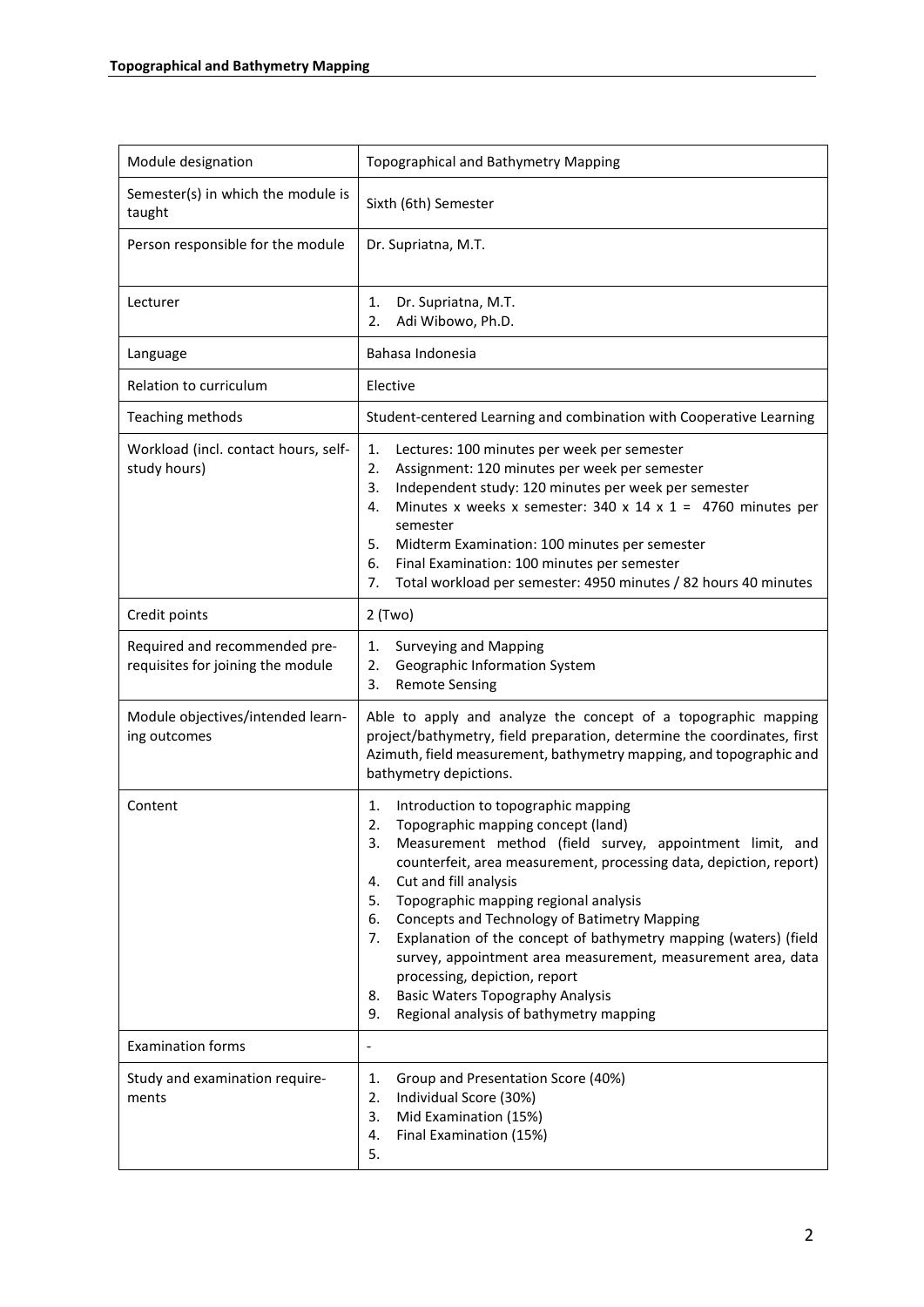| Module designation | Topographical and Bathymetry Mapping |
|---|---|
| Semester(s) in which the module is taught | Sixth (6th) Semester |
| Person responsible for the module | Dr. Supriatna, M.T. |
| Lecturer | 1. Dr. Supriatna, M.T.<br>2. Adi Wibowo, Ph.D. |
| Language | Bahasa Indonesia |
| Relation to curriculum | Elective |
| Teaching methods | Student-centered Learning and combination with Cooperative Learning |
| Workload (incl. contact hours, self-study hours) | 1. Lectures: 100 minutes per week per semester<br>2. Assignment: 120 minutes per week per semester<br>3. Independent study: 120 minutes per week per semester<br>4. Minutes x weeks x semester: 340 x 14 x 1 = 4760 minutes per semester<br>5. Midterm Examination: 100 minutes per semester<br>6. Final Examination: 100 minutes per semester<br>7. Total workload per semester: 4950 minutes / 82 hours 40 minutes |
| Credit points | 2 (Two) |
| Required and recommended pre-requisites for joining the module | 1. Surveying and Mapping<br>2. Geographic Information System<br>3. Remote Sensing |
| Module objectives/intended learning outcomes | Able to apply and analyze the concept of a topographic mapping project/bathymetry, field preparation, determine the coordinates, first Azimuth, field measurement, bathymetry mapping, and topographic and bathymetry depictions. |
| Content | 1. Introduction to topographic mapping<br>2. Topographic mapping concept (land)<br>3. Measurement method (field survey, appointment limit, and counterfeit, area measurement, processing data, depiction, report)<br>4. Cut and fill analysis<br>5. Topographic mapping regional analysis<br>6. Concepts and Technology of Batimetry Mapping<br>7. Explanation of the concept of bathymetry mapping (waters) (field survey, appointment area measurement, measurement area, data processing, depiction, report<br>8. Basic Waters Topography Analysis<br>9. Regional analysis of bathymetry mapping |
| Examination forms | - |
| Study and examination requirements | 1. Group and Presentation Score (40%)<br>2. Individual Score (30%)<br>3. Mid Examination (15%)<br>4. Final Examination (15%)<br>5. |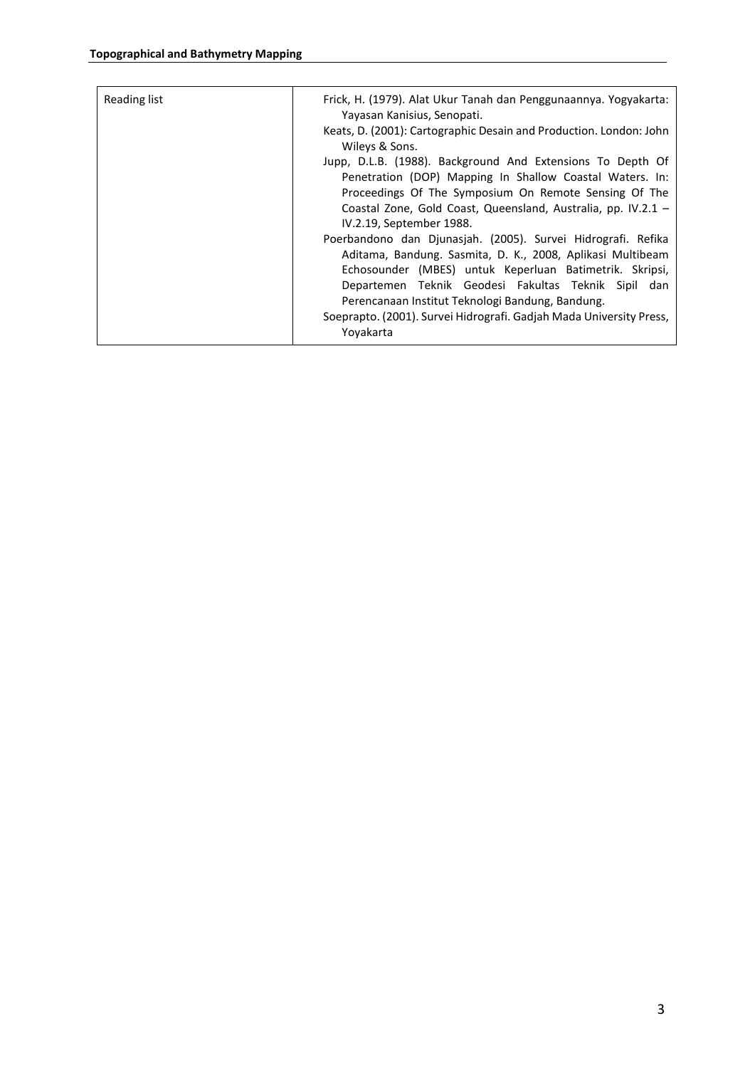| | |
|---|---|
| Reading list | Frick, H. (1979). Alat Ukur Tanah dan Penggunaannya. Yogyakarta: Yayasan Kanisius, Senopati.<br>Keats, D. (2001): Cartographic Desain and Production. London: John Wileys & Sons.<br>Jupp, D.L.B. (1988). Background And Extensions To Depth Of Penetration (DOP) Mapping In Shallow Coastal Waters. In: Proceedings Of The Symposium On Remote Sensing Of The Coastal Zone, Gold Coast, Queensland, Australia, pp. IV.2.1 – IV.2.19, September 1988.<br>Poerbandono dan Djunasjah. (2005). Survei Hidrografi. Refika Aditama, Bandung. Sasmita, D. K., 2008, Aplikasi Multibeam Echosounder (MBES) untuk Keperluan Batimetrik. Skripsi, Departemen Teknik Geodesi Fakultas Teknik Sipil dan Perencanaan Institut Teknologi Bandung, Bandung.<br>Soeprapto. (2001). Survei Hidrografi. Gadjah Mada University Press, Yoyakarta |